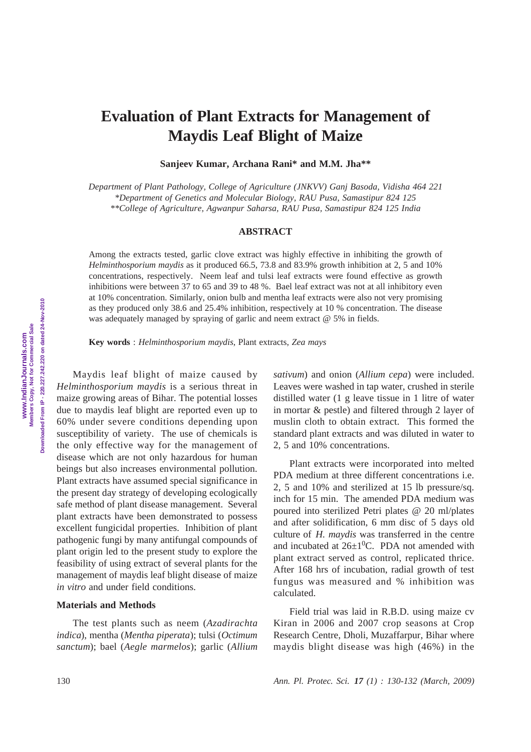# Evaluation of Plant Extracts for Management of Maydis Leaf Blight of Maize

**Sanjeev Kumar, Archana Rani\* and M.M. Jha\*\***

*Department of Plant Pathology, College of Agriculture (JNKVV) Ganj Basoda, Vidisha 464 221*
*\*Department of Genetics and Molecular Biology, RAU Pusa, Samastipur 824 125*
*\*\*College of Agriculture, Agwanpur Saharsa, RAU Pusa, Samastipur 824 125 India*

## ABSTRACT

Among the extracts tested, garlic clove extract was highly effective in inhibiting the growth of *Helminthosporium maydis* as it produced 66.5, 73.8 and 83.9% growth inhibition at 2, 5 and 10% concentrations, respectively. Neem leaf and tulsi leaf extracts were found effective as growth inhibitions were between 37 to 65 and 39 to 48 %. Bael leaf extract was not at all inhibitory even at 10% concentration. Similarly, onion bulb and mentha leaf extracts were also not very promising as they produced only 38.6 and 25.4% inhibition, respectively at 10 % concentration. The disease was adequately managed by spraying of garlic and neem extract @ 5% in fields.

**Key words** : *Helminthosporium maydis*, Plant extracts, *Zea mays*

Maydis leaf blight of maize caused by *Helminthosporium maydis* is a serious threat in maize growing areas of Bihar. The potential losses due to maydis leaf blight are reported even up to 60% under severe conditions depending upon susceptibility of variety. The use of chemicals is the only effective way for the management of disease which are not only hazardous for human beings but also increases environmental pollution. Plant extracts have assumed special significance in the present day strategy of developing ecologically safe method of plant disease management. Several plant extracts have been demonstrated to possess excellent fungicidal properties. Inhibition of plant pathogenic fungi by many antifungal compounds of plant origin led to the present study to explore the feasibility of using extract of several plants for the management of maydis leaf blight disease of maize *in vitro* and under field conditions.

### Materials and Methods

The test plants such as neem (*Azadirachta indica*), mentha (*Mentha piperata*); tulsi (*Octimum sanctum*); bael (*Aegle marmelos*); garlic (*Allium sativum*) and onion (*Allium cepa*) were included. Leaves were washed in tap water, crushed in sterile distilled water (1 g leave tissue in 1 litre of water in mortar & pestle) and filtered through 2 layer of muslin cloth to obtain extract. This formed the standard plant extracts and was diluted in water to 2, 5 and 10% concentrations.

Plant extracts were incorporated into melted PDA medium at three different concentrations i.e. 2, 5 and 10% and sterilized at 15 lb pressure/sq. inch for 15 min. The amended PDA medium was poured into sterilized Petri plates @ 20 ml/plates and after solidification, 6 mm disc of 5 days old culture of *H. maydis* was transferred in the centre and incubated at $26\pm1^{0}$C. PDA not amended with plant extract served as control, replicated thrice. After 168 hrs of incubation, radial growth of test fungus was measured and % inhibition was calculated.

Field trial was laid in R.B.D. using maize cv Kiran in 2006 and 2007 crop seasons at Crop Research Centre, Dholi, Muzaffarpur, Bihar where maydis blight disease was high (46%) in the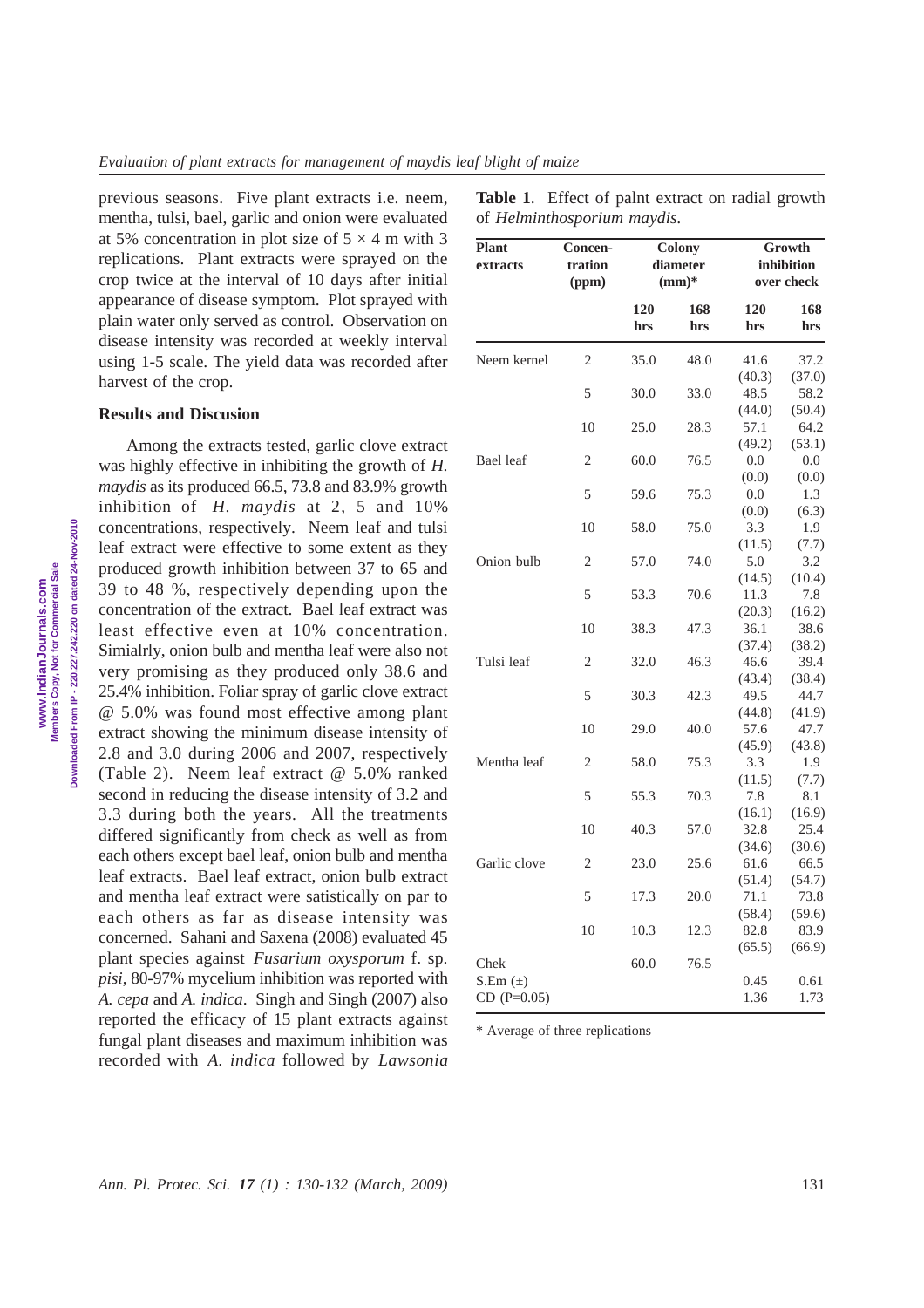previous seasons. Five plant extracts i.e. neem, mentha, tulsi, bael, garlic and onion were evaluated at 5% concentration in plot size of 5 × 4 m with 3 replications. Plant extracts were sprayed on the crop twice at the interval of 10 days after initial appearance of disease symptom. Plot sprayed with plain water only served as control. Observation on disease intensity was recorded at weekly interval using 1-5 scale. The yield data was recorded after harvest of the crop.

### Results and Discusion

Among the extracts tested, garlic clove extract was highly effective in inhibiting the growth of *H. maydis* as its produced 66.5, 73.8 and 83.9% growth inhibition of *H. maydis* at 2, 5 and 10% concentrations, respectively. Neem leaf and tulsi leaf extract were effective to some extent as they produced growth inhibition between 37 to 65 and 39 to 48 %, respectively depending upon the concentration of the extract. Bael leaf extract was least effective even at 10% concentration. Simialrly, onion bulb and mentha leaf were also not very promising as they produced only 38.6 and 25.4% inhibition. Foliar spray of garlic clove extract @ 5.0% was found most effective among plant extract showing the minimum disease intensity of 2.8 and 3.0 during 2006 and 2007, respectively (Table 2). Neem leaf extract @ 5.0% ranked second in reducing the disease intensity of 3.2 and 3.3 during both the years. All the treatments differed significantly from check as well as from each others except bael leaf, onion bulb and mentha leaf extracts. Bael leaf extract, onion bulb extract and mentha leaf extract were satistically on par to each others as far as disease intensity was concerned. Sahani and Saxena (2008) evaluated 45 plant species against *Fusarium oxysporum* f. sp. *pisi*, 80-97% mycelium inhibition was reported with *A. cepa* and *A. indica*. Singh and Singh (2007) also reported the efficacy of 15 plant extracts against fungal plant diseases and maximum inhibition was recorded with *A. indica* followed by *Lawsonia*

**Table 1**. Effect of palnt extract on radial growth of *Helminthosporium maydis.*

| Plant extracts | Concen-tration (ppm) | Colony diameter (mm)* | | Growth inhibition over check | |
|---|---|---|---|---|---|
| | | 120 hrs | 168 hrs | 120 hrs | 168 hrs |
| Neem kernel | 2 | 35.0 | 48.0 | 41.6 (40.3) | 37.2 (37.0) |
| | 5 | 30.0 | 33.0 | 48.5 (44.0) | 58.2 (50.4) |
| | 10 | 25.0 | 28.3 | 57.1 (49.2) | 64.2 (53.1) |
| Bael leaf | 2 | 60.0 | 76.5 | 0.0 (0.0) | 0.0 (0.0) |
| | 5 | 59.6 | 75.3 | 0.0 (0.0) | 1.3 (6.3) |
| | 10 | 58.0 | 75.0 | 3.3 (11.5) | 1.9 (7.7) |
| Onion bulb | 2 | 57.0 | 74.0 | 5.0 (14.5) | 3.2 (10.4) |
| | 5 | 53.3 | 70.6 | 11.3 (20.3) | 7.8 (16.2) |
| | 10 | 38.3 | 47.3 | 36.1 (37.4) | 38.6 (38.2) |
| Tulsi leaf | 2 | 32.0 | 46.3 | 46.6 (43.4) | 39.4 (38.4) |
| | 5 | 30.3 | 42.3 | 49.5 (44.8) | 44.7 (41.9) |
| | 10 | 29.0 | 40.0 | 57.6 (45.9) | 47.7 (43.8) |
| Mentha leaf | 2 | 58.0 | 75.3 | 3.3 (11.5) | 1.9 (7.7) |
| | 5 | 55.3 | 70.3 | 7.8 (16.1) | 8.1 (16.9) |
| | 10 | 40.3 | 57.0 | 32.8 (34.6) | 25.4 (30.6) |
| Garlic clove | 2 | 23.0 | 25.6 | 61.6 (51.4) | 66.5 (54.7) |
| | 5 | 17.3 | 20.0 | 71.1 (58.4) | 73.8 (59.6) |
| | 10 | 10.3 | 12.3 | 82.8 (65.5) | 83.9 (66.9) |
| Chek | | 60.0 | 76.5 | | |
| S.Em (±) | | | | 0.45 | 0.61 |
| CD (P=0.05) | | | | 1.36 | 1.73 |

\* Average of three replications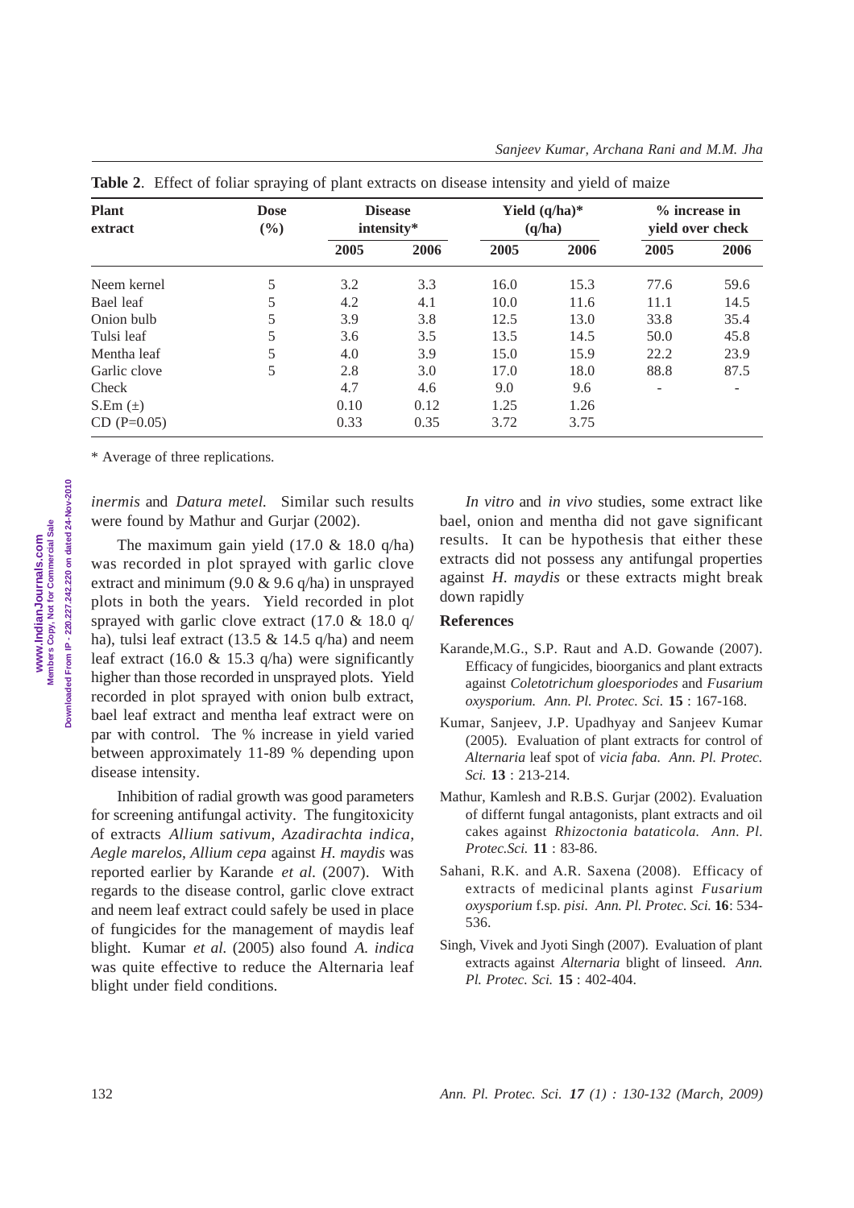**Table 2**. Effect of foliar spraying of plant extracts on disease intensity and yield of maize

| Plant extract | Dose (%) | Disease intensity* | | Yield (q/ha)* (q/ha) | | % increase in yield over check | |
|---|---|---|---|---|---|---|---|
| | | 2005 | 2006 | 2005 | 2006 | 2005 | 2006 |
| Neem kernel | 5 | 3.2 | 3.3 | 16.0 | 15.3 | 77.6 | 59.6 |
| Bael leaf | 5 | 4.2 | 4.1 | 10.0 | 11.6 | 11.1 | 14.5 |
| Onion bulb | 5 | 3.9 | 3.8 | 12.5 | 13.0 | 33.8 | 35.4 |
| Tulsi leaf | 5 | 3.6 | 3.5 | 13.5 | 14.5 | 50.0 | 45.8 |
| Mentha leaf | 5 | 4.0 | 3.9 | 15.0 | 15.9 | 22.2 | 23.9 |
| Garlic clove | 5 | 2.8 | 3.0 | 17.0 | 18.0 | 88.8 | 87.5 |
| Check | | 4.7 | 4.6 | 9.0 | 9.6 | - | - |
| S.Em (±) | | 0.10 | 0.12 | 1.25 | 1.26 | | |
| CD (P=0.05) | | 0.33 | 0.35 | 3.72 | 3.75 | | |

\* Average of three replications.

*inermis* and *Datura metel.* Similar such results were found by Mathur and Gurjar (2002).

The maximum gain yield (17.0 & 18.0 q/ha) was recorded in plot sprayed with garlic clove extract and minimum (9.0 & 9.6 q/ha) in unsprayed plots in both the years. Yield recorded in plot sprayed with garlic clove extract (17.0 & 18.0 q/ha), tulsi leaf extract (13.5 & 14.5 q/ha) and neem leaf extract (16.0 & 15.3 q/ha) were significantly higher than those recorded in unsprayed plots. Yield recorded in plot sprayed with onion bulb extract, bael leaf extract and mentha leaf extract were on par with control. The % increase in yield varied between approximately 11-89 % depending upon disease intensity.

Inhibition of radial growth was good parameters for screening antifungal activity. The fungitoxicity of extracts *Allium sativum, Azadirachta indica, Aegle marelos, Allium cepa* against *H. maydis* was reported earlier by Karande *et al.* (2007). With regards to the disease control, garlic clove extract and neem leaf extract could safely be used in place of fungicides for the management of maydis leaf blight. Kumar *et al.* (2005) also found *A. indica* was quite effective to reduce the Alternaria leaf blight under field conditions.

*In vitro* and *in vivo* studies, some extract like bael, onion and mentha did not gave significant results. It can be hypothesis that either these extracts did not possess any antifungal properties against *H. maydis* or these extracts might break down rapidly

## References

Karande,M.G., S.P. Raut and A.D. Gowande (2007). Efficacy of fungicides, bioorganics and plant extracts against *Coletotrichum gloesporiodes* and *Fusarium oxysporium. Ann. Pl. Protec. Sci.* **15** : 167-168.

Kumar, Sanjeev, J.P. Upadhyay and Sanjeev Kumar (2005). Evaluation of plant extracts for control of *Alternaria* leaf spot of *vicia faba. Ann. Pl. Protec. Sci.* **13** : 213-214.

Mathur, Kamlesh and R.B.S. Gurjar (2002). Evaluation of differnt fungal antagonists, plant extracts and oil cakes against *Rhizoctonia bataticola. Ann. Pl. Protec.Sci.* **11** : 83-86.

Sahani, R.K. and A.R. Saxena (2008). Efficacy of extracts of medicinal plants aginst *Fusarium oxysporium* f.sp. *pisi. Ann. Pl. Protec. Sci.* **16**: 534-536.

Singh, Vivek and Jyoti Singh (2007). Evaluation of plant extracts against *Alternaria* blight of linseed. *Ann. Pl. Protec. Sci.* **15** : 402-404.